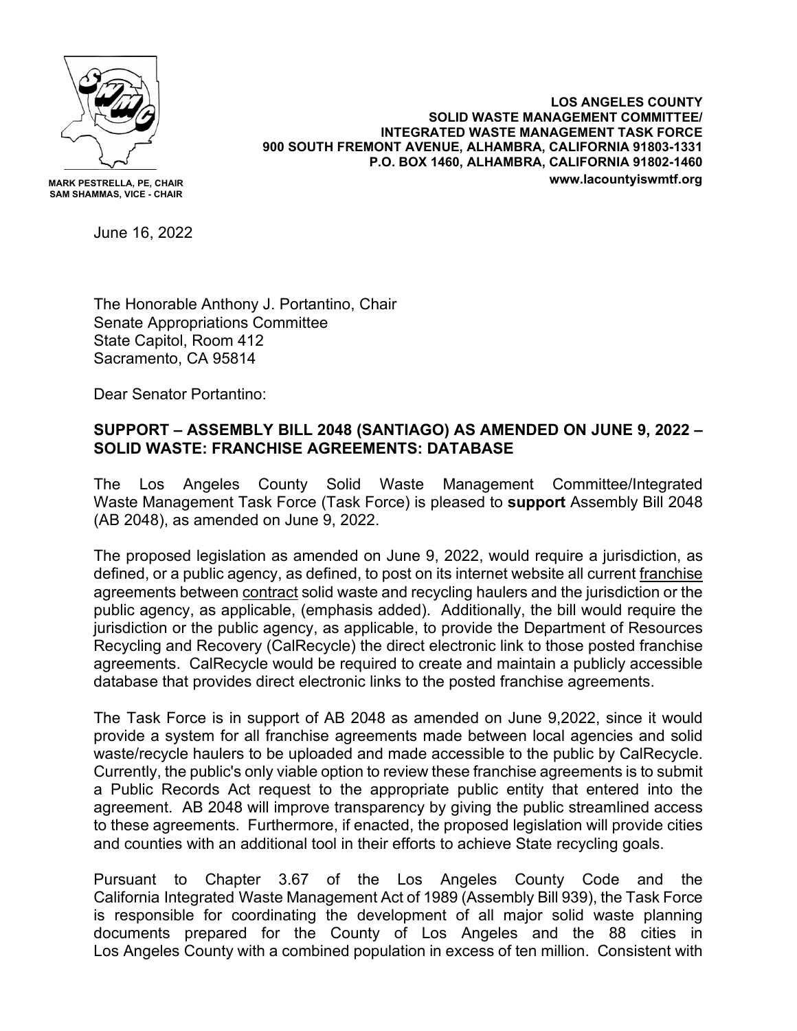**MARK PESTRELLA, PE, CHAIR**
**SAM SHAMMAS, VICE - CHAIR**

**LOS ANGELES COUNTY**
**SOLID WASTE MANAGEMENT COMMITTEE/**
**INTEGRATED WASTE MANAGEMENT TASK FORCE**
**900 SOUTH FREMONT AVENUE, ALHAMBRA, CALIFORNIA 91803-1331**
**P.O. BOX 1460, ALHAMBRA, CALIFORNIA 91802-1460**
**www.lacountyiswmtf.org**

June 16, 2022

The Honorable Anthony J. Portantino, Chair
Senate Appropriations Committee
State Capitol, Room 412
Sacramento, CA 95814

Dear Senator Portantino:

**SUPPORT – ASSEMBLY BILL 2048 (SANTIAGO) AS AMENDED ON JUNE 9, 2022 – SOLID WASTE: FRANCHISE AGREEMENTS: DATABASE**

The Los Angeles County Solid Waste Management Committee/Integrated Waste Management Task Force (Task Force) is pleased to **support** Assembly Bill 2048 (AB 2048), as amended on June 9, 2022.

The proposed legislation as amended on June 9, 2022, would require a jurisdiction, as defined, or a public agency, as defined, to post on its internet website all current <u>franchise</u> agreements between <u>contract</u> solid waste and recycling haulers and the jurisdiction or the public agency, as applicable, (emphasis added). Additionally, the bill would require the jurisdiction or the public agency, as applicable, to provide the Department of Resources Recycling and Recovery (CalRecycle) the direct electronic link to those posted franchise agreements. CalRecycle would be required to create and maintain a publicly accessible database that provides direct electronic links to the posted franchise agreements.

The Task Force is in support of AB 2048 as amended on June 9,2022, since it would provide a system for all franchise agreements made between local agencies and solid waste/recycle haulers to be uploaded and made accessible to the public by CalRecycle. Currently, the public's only viable option to review these franchise agreements is to submit a Public Records Act request to the appropriate public entity that entered into the agreement. AB 2048 will improve transparency by giving the public streamlined access to these agreements. Furthermore, if enacted, the proposed legislation will provide cities and counties with an additional tool in their efforts to achieve State recycling goals.

Pursuant to Chapter 3.67 of the Los Angeles County Code and the California Integrated Waste Management Act of 1989 (Assembly Bill 939), the Task Force is responsible for coordinating the development of all major solid waste planning documents prepared for the County of Los Angeles and the 88 cities in Los Angeles County with a combined population in excess of ten million. Consistent with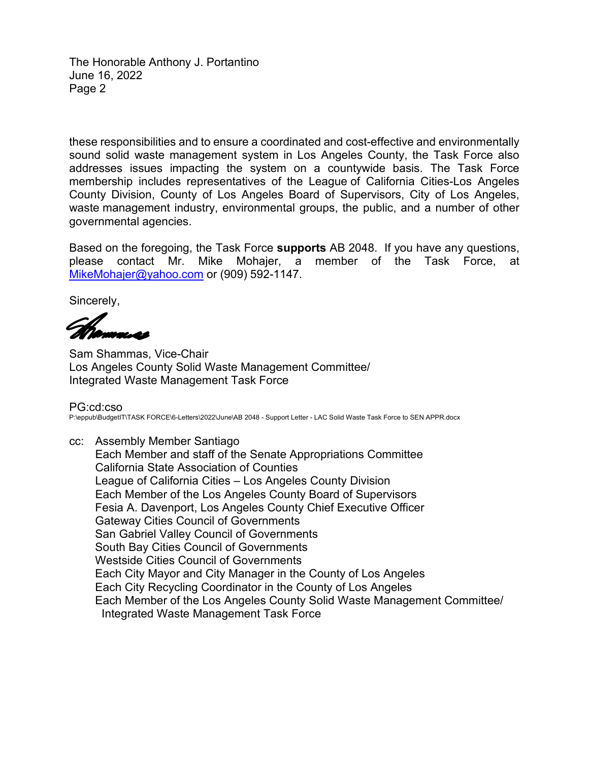these responsibilities and to ensure a coordinated and cost-effective and environmentally sound solid waste management system in Los Angeles County, the Task Force also addresses issues impacting the system on a countywide basis. The Task Force membership includes representatives of the League of California Cities-Los Angeles County Division, County of Los Angeles Board of Supervisors, City of Los Angeles, waste management industry, environmental groups, the public, and a number of other governmental agencies.

Based on the foregoing, the Task Force **supports** AB 2048. If you have any questions, please contact Mr. Mike Mohajer, a member of the Task Force, at MikeMohajer@yahoo.com or (909) 592-1147.

Sincerely,

Sam Shammas, Vice-Chair
Los Angeles County Solid Waste Management Committee/
Integrated Waste Management Task Force

PG:cd:cso
P:\eppub\BudgetIT\TASK FORCE\6-Letters\2022\June\AB 2048 - Support Letter - LAC Solid Waste Task Force to SEN APPR.docx

cc: Assembly Member Santiago
Each Member and staff of the Senate Appropriations Committee
California State Association of Counties
League of California Cities – Los Angeles County Division
Each Member of the Los Angeles County Board of Supervisors
Fesia A. Davenport, Los Angeles County Chief Executive Officer
Gateway Cities Council of Governments
San Gabriel Valley Council of Governments
South Bay Cities Council of Governments
Westside Cities Council of Governments
Each City Mayor and City Manager in the County of Los Angeles
Each City Recycling Coordinator in the County of Los Angeles
Each Member of the Los Angeles County Solid Waste Management Committee/ Integrated Waste Management Task Force